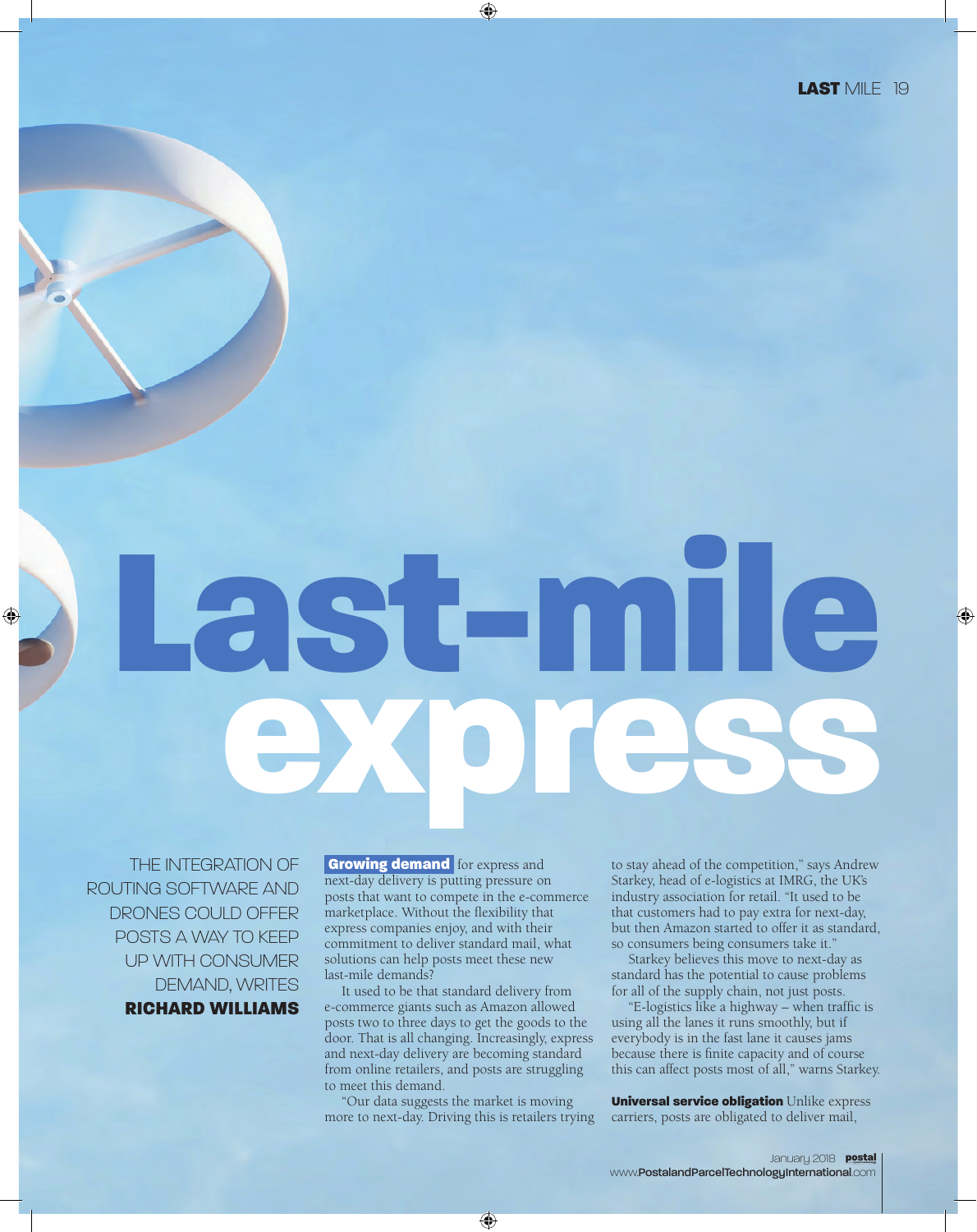# Last-mile express

THE INTEGRATION OF ROUTING SOFTWARE AND DRONES COULD OFFER POSTS A WAY TO KEEP UP WITH CONSUMER DEMAND, WRITES **RICHARD WILLIAMS**

**Growing demand** for express and next-day delivery is putting pressure on posts that want to compete in the e-commerce marketplace. Without the flexibility that express companies enjoy, and with their commitment to deliver standard mail, what solutions can help posts meet these new last-mile demands?

It used to be that standard delivery from e-commerce giants such as Amazon allowed posts two to three days to get the goods to the door. That is all changing. Increasingly, express and next-day delivery are becoming standard from online retailers, and posts are struggling to meet this demand.

"Our data suggests the market is moving more to next-day. Driving this is retailers trying to stay ahead of the competition," says Andrew Starkey, head of e-logistics at IMRG, the UK's industry association for retail. "It used to be that customers had to pay extra for next-day, but then Amazon started to offer it as standard, so consumers being consumers take it."

Starkey believes this move to next-day as standard has the potential to cause problems for all of the supply chain, not just posts.

"E-logistics like a highway – when traffic is using all the lanes it runs smoothly, but if everybody is in the fast lane it causes jams because there is finite capacity and of course this can affect posts most of all," warns Starkey.

**Universal service obligation** Unlike express carriers, posts are obligated to deliver mail,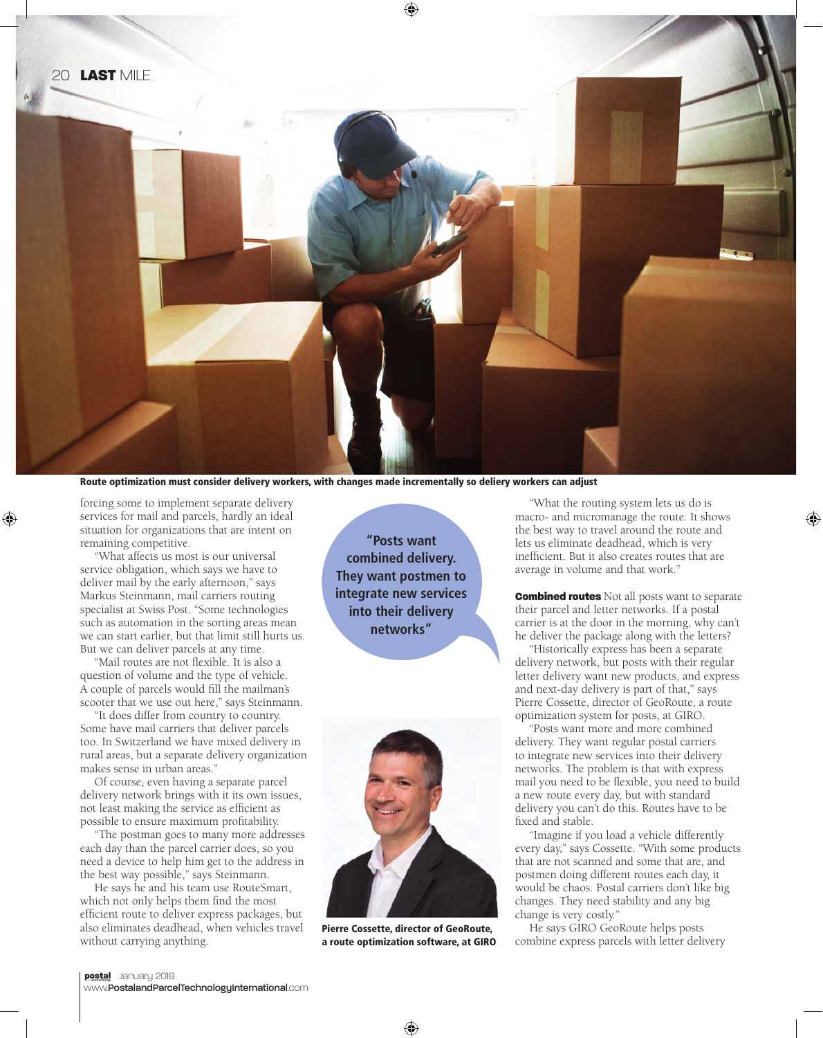Route optimization must consider delivery workers, with changes made incrementally so deliery workers can adjust

forcing some to implement separate delivery services for mail and parcels, hardly an ideal situation for organizations that are intent on remaining competitive.

"What affects us most is our universal service obligation, which says we have to deliver mail by the early afternoon," says Markus Steinmann, mail carriers routing specialist at Swiss Post. "Some technologies such as automation in the sorting areas mean we can start earlier, but that limit still hurts us. But we can deliver parcels at any time.

"Mail routes are not flexible. It is also a question of volume and the type of vehicle. A couple of parcels would fill the mailman's scooter that we use out here," says Steinmann.

"It does differ from country to country. Some have mail carriers that deliver parcels too. In Switzerland we have mixed delivery in rural areas, but a separate delivery organization makes sense in urban areas."

Of course, even having a separate parcel delivery network brings with it its own issues, not least making the service as efficient as possible to ensure maximum profitability.

"The postman goes to many more addresses each day than the parcel carrier does, so you need a device to help him get to the address in the best way possible," says Steinmann.

He says he and his team use RouteSmart, which not only helps them find the most efficient route to deliver express packages, but also eliminates deadhead, when vehicles travel without carrying anything.

> "Posts want combined delivery. They want postmen to integrate new services into their delivery networks"

Pierre Cossette, director of GeoRoute, a route optimization software, at GIRO

"What the routing system lets us do is macro- and micromanage the route. It shows the best way to travel around the route and lets us eliminate deadhead, which is very inefficient. But it also creates routes that are average in volume and that work."

**Combined routes** Not all posts want to separate their parcel and letter networks. If a postal carrier is at the door in the morning, why can't he deliver the package along with the letters?

"Historically express has been a separate delivery network, but posts with their regular letter delivery want new products, and express and next-day delivery is part of that," says Pierre Cossette, director of GeoRoute, a route optimization system for posts, at GIRO.

"Posts want more and more combined delivery. They want regular postal carriers to integrate new services into their delivery networks. The problem is that with express mail you need to be flexible, you need to build a new route every day, but with standard delivery you can't do this. Routes have to be fixed and stable.

"Imagine if you load a vehicle differently every day," says Cossette. "With some products that are not scanned and some that are, and postmen doing different routes each day, it would be chaos. Postal carriers don't like big changes. They need stability and any big change is very costly."

He says GIRO GeoRoute helps posts combine express parcels with letter delivery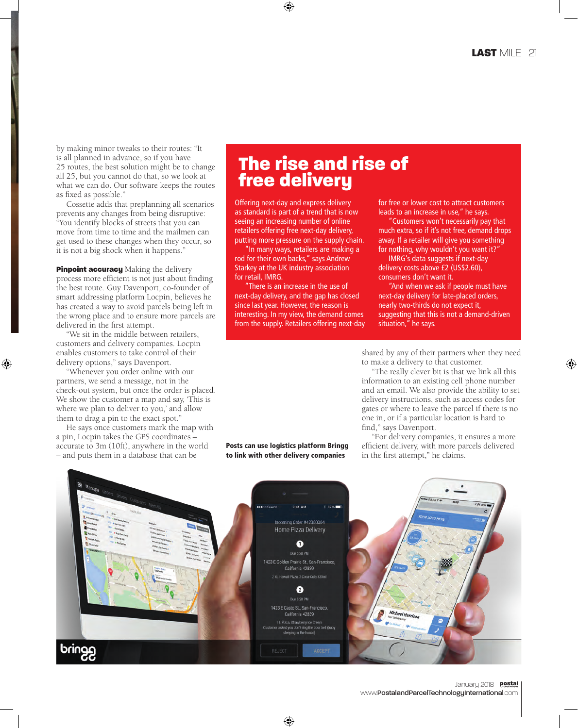by making minor tweaks to their routes: "It is all planned in advance, so if you have 25 routes, the best solution might be to change all 25, but you cannot do that, so we look at what we can do. Our software keeps the routes as fixed as possible."

Cossette adds that preplanning all scenarios prevents any changes from being disruptive: "You identify blocks of streets that you can move from time to time and the mailmen can get used to these changes when they occur, so it is not a big shock when it happens."

**Pinpoint accuracy** Making the delivery process more efficient is not just about finding the best route. Guy Davenport, co-founder of smart addressing platform Locpin, believes he has created a way to avoid parcels being left in the wrong place and to ensure more parcels are delivered in the first attempt.

"We sit in the middle between retailers, customers and delivery companies. Locpin enables customers to take control of their delivery options," says Davenport.

"Whenever you order online with our partners, we send a message, not in the check-out system, but once the order is placed. We show the customer a map and say, 'This is where we plan to deliver to you,' and allow them to drag a pin to the exact spot."

He says once customers mark the map with a pin, Locpin takes the GPS coordinates – accurate to 3m (10ft), anywhere in the world – and puts them in a database that can be shared by any of their partners when they need to make a delivery to that customer.

"The really clever bit is that we link all this information to an existing cell phone number and an email. We also provide the ability to set delivery instructions, such as access codes for gates or where to leave the parcel if there is no one in, or if a particular location is hard to find," says Davenport.

"For delivery companies, it ensures a more efficient delivery, with more parcels delivered in the first attempt," he claims.

## The rise and rise of free delivery

Offering next-day and express delivery as standard is part of a trend that is now seeing an increasing number of online retailers offering free next-day delivery, putting more pressure on the supply chain.

"In many ways, retailers are making a rod for their own backs," says Andrew Starkey at the UK industry association for retail, IMRG.

"There is an increase in the use of next-day delivery, and the gap has closed since last year. However, the reason is interesting. In my view, the demand comes from the supply. Retailers offering next-day for free or lower cost to attract customers leads to an increase in use," he says.

"Customers won't necessarily pay that much extra, so if it's not free, demand drops away. If a retailer will give you something for nothing, why wouldn't you want it?"

IMRG's data suggests if next-day delivery costs above £2 (US$2.60), consumers don't want it.

"And when we ask if people must have next-day delivery for late-placed orders, nearly two-thirds do not expect it, suggesting that this is not a demand-driven situation," he says.

**Posts can use logistics platform Bringg to link with other delivery companies**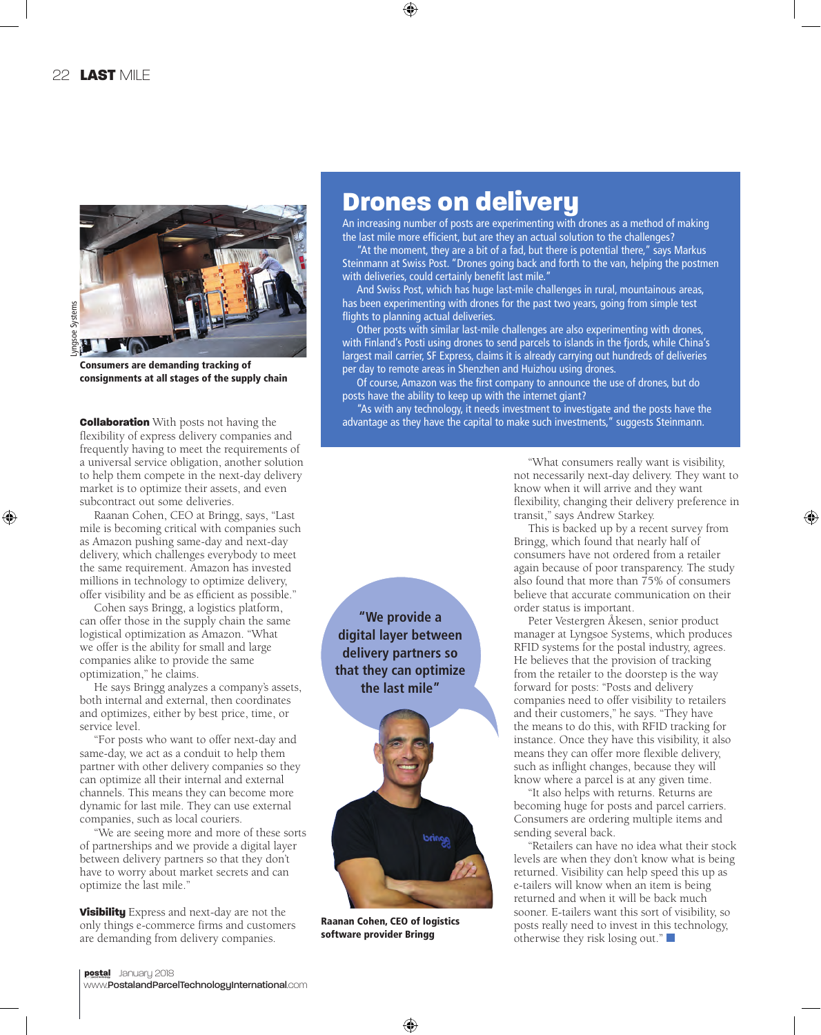Consumers are demanding tracking of consignments at all stages of the supply chain

## Drones on delivery

An increasing number of posts are experimenting with drones as a method of making the last mile more efficient, but are they an actual solution to the challenges?

"At the moment, they are a bit of a fad, but there is potential there," says Markus Steinmann at Swiss Post. "Drones going back and forth to the van, helping the postmen with deliveries, could certainly benefit last mile."

And Swiss Post, which has huge last-mile challenges in rural, mountainous areas, has been experimenting with drones for the past two years, going from simple test flights to planning actual deliveries.

Other posts with similar last-mile challenges are also experimenting with drones, with Finland's Posti using drones to send parcels to islands in the fjords, while China's largest mail carrier, SF Express, claims it is already carrying out hundreds of deliveries per day to remote areas in Shenzhen and Huizhou using drones.

Of course, Amazon was the first company to announce the use of drones, but do posts have the ability to keep up with the internet giant?

"As with any technology, it needs investment to investigate and the posts have the advantage as they have the capital to make such investments," suggests Steinmann.

**Collaboration** With posts not having the flexibility of express delivery companies and frequently having to meet the requirements of a universal service obligation, another solution to help them compete in the next-day delivery market is to optimize their assets, and even subcontract out some deliveries.

Raanan Cohen, CEO at Bringg, says, "Last mile is becoming critical with companies such as Amazon pushing same-day and next-day delivery, which challenges everybody to meet the same requirement. Amazon has invested millions in technology to optimize delivery, offer visibility and be as efficient as possible."

Cohen says Bringg, a logistics platform, can offer those in the supply chain the same logistical optimization as Amazon. "What we offer is the ability for small and large companies alike to provide the same optimization," he claims.

He says Bringg analyzes a company's assets, both internal and external, then coordinates and optimizes, either by best price, time, or service level.

"For posts who want to offer next-day and same-day, we act as a conduit to help them partner with other delivery companies so they can optimize all their internal and external channels. This means they can become more dynamic for last mile. They can use external companies, such as local couriers.

"We are seeing more and more of these sorts of partnerships and we provide a digital layer between delivery partners so that they don't have to worry about market secrets and can optimize the last mile."

"We provide a digital layer between delivery partners so that they can optimize the last mile"

Raanan Cohen, CEO of logistics software provider Bringg

**Visibility** Express and next-day are not the only things e-commerce firms and customers are demanding from delivery companies.

"What consumers really want is visibility, not necessarily next-day delivery. They want to know when it will arrive and they want flexibility, changing their delivery preference in transit," says Andrew Starkey.

This is backed up by a recent survey from Bringg, which found that nearly half of consumers have not ordered from a retailer again because of poor transparency. The study also found that more than 75% of consumers believe that accurate communication on their order status is important.

Peter Vestergren Åkesen, senior product manager at Lyngsoe Systems, which produces RFID systems for the postal industry, agrees. He believes that the provision of tracking from the retailer to the doorstep is the way forward for posts: "Posts and delivery companies need to offer visibility to retailers and their customers," he says. "They have the means to do this, with RFID tracking for instance. Once they have this visibility, it also means they can offer more flexible delivery, such as inflight changes, because they will know where a parcel is at any given time.

"It also helps with returns. Returns are becoming huge for posts and parcel carriers. Consumers are ordering multiple items and sending several back.

"Retailers can have no idea what their stock levels are when they don't know what is being returned. Visibility can help speed this up as e-tailers will know when an item is being returned and when it will be back much sooner. E-tailers want this sort of visibility, so posts really need to invest in this technology, otherwise they risk losing out."